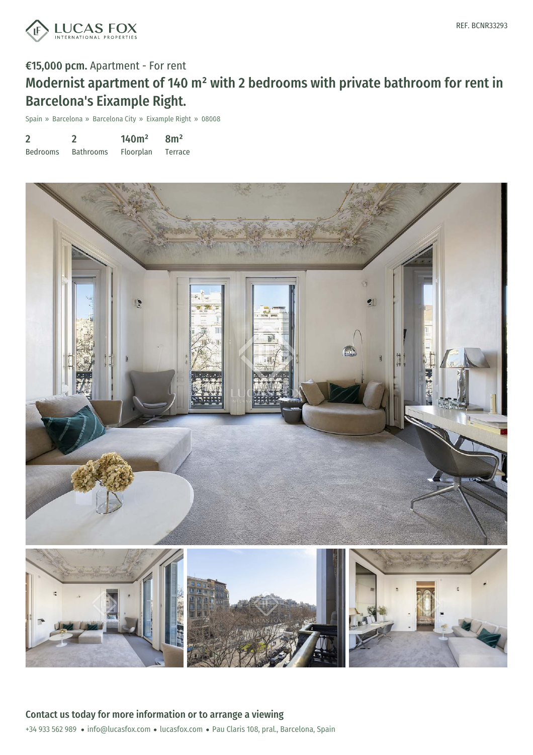REF. BCNR33293

**€15,000 pcm.** Apartment - For rent

# Modernist apartment of 140 m² with 2 bedrooms with private bathroom for rent in Barcelona's Eixample Right.

Spain » Barcelona » Barcelona City » Eixample Right » 08008

| 2 | 2 | 140m² | 8m² |
|---|---|---|---|
| Bedrooms | Bathrooms | Floorplan | Terrace |

## Contact us today for more information or to arrange a viewing

+34 933 562 989 • info@lucasfox.com • lucasfox.com • Pau Claris 108, pral., Barcelona, Spain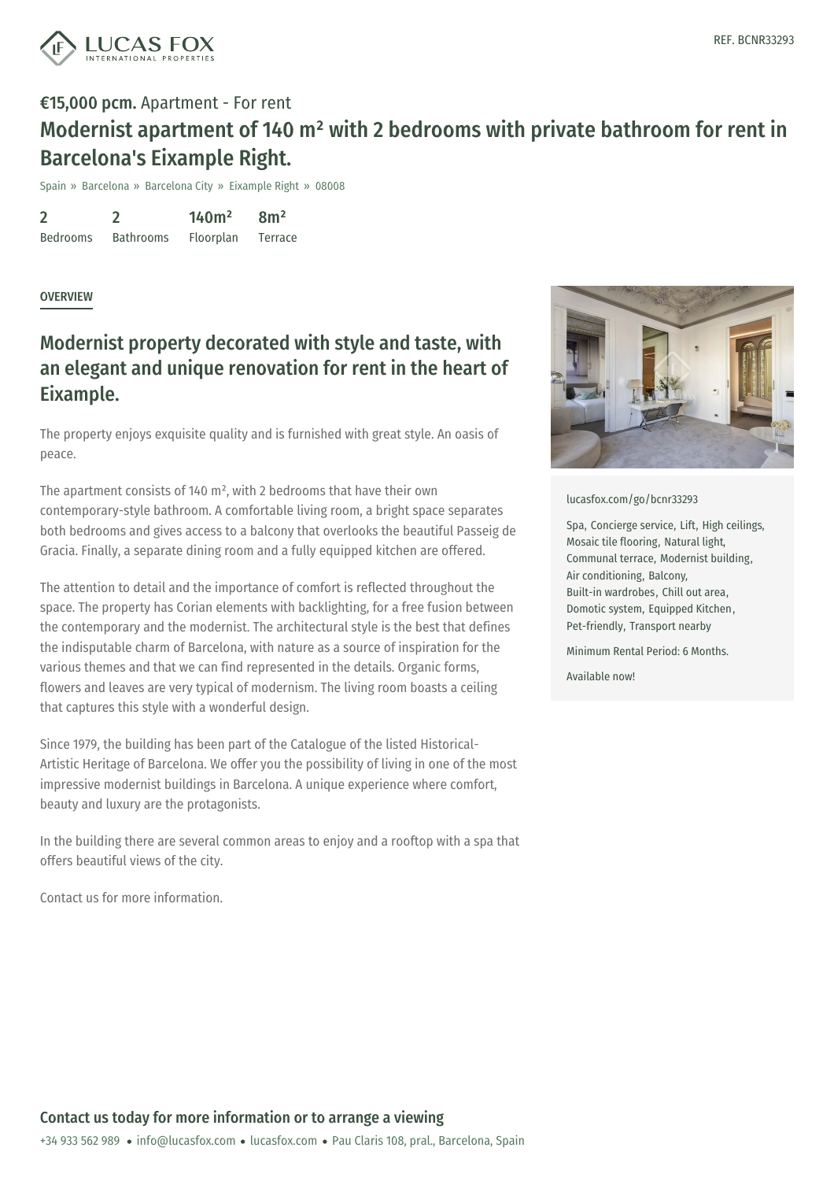REF. BCNR33293

**€15,000 pcm.** Apartment - For rent

# Modernist apartment of 140 m² with 2 bedrooms with private bathroom for rent in Barcelona's Eixample Right.

Spain » Barcelona » Barcelona City » Eixample Right » 08008

| 2 | 2 | 140m² | 8m² |
|---|---|---|---|
| Bedrooms | Bathrooms | Floorplan | Terrace |

OVERVIEW

## Modernist property decorated with style and taste, with an elegant and unique renovation for rent in the heart of Eixample.

The property enjoys exquisite quality and is furnished with great style. An oasis of peace.

The apartment consists of 140 m², with 2 bedrooms that have their own contemporary-style bathroom. A comfortable living room, a bright space separates both bedrooms and gives access to a balcony that overlooks the beautiful Passeig de Gracia. Finally, a separate dining room and a fully equipped kitchen are offered.

The attention to detail and the importance of comfort is reflected throughout the space. The property has Corian elements with backlighting, for a free fusion between the contemporary and the modernist. The architectural style is the best that defines the indisputable charm of Barcelona, with nature as a source of inspiration for the various themes and that we can find represented in the details. Organic forms, flowers and leaves are very typical of modernism. The living room boasts a ceiling that captures this style with a wonderful design.

Since 1979, the building has been part of the Catalogue of the listed Historical-Artistic Heritage of Barcelona. We offer you the possibility of living in one of the most impressive modernist buildings in Barcelona. A unique experience where comfort, beauty and luxury are the protagonists.

In the building there are several common areas to enjoy and a rooftop with a spa that offers beautiful views of the city.

Contact us for more information.

lucasfox.com/go/bcnr33293

Spa, Concierge service, Lift, High ceilings, Mosaic tile flooring, Natural light, Communal terrace, Modernist building, Air conditioning, Balcony, Built-in wardrobes, Chill out area, Domotic system, Equipped Kitchen, Pet-friendly, Transport nearby

Minimum Rental Period: 6 Months.

Available now!

## Contact us today for more information or to arrange a viewing

+34 933 562 989 • info@lucasfox.com • lucasfox.com • Pau Claris 108, pral., Barcelona, Spain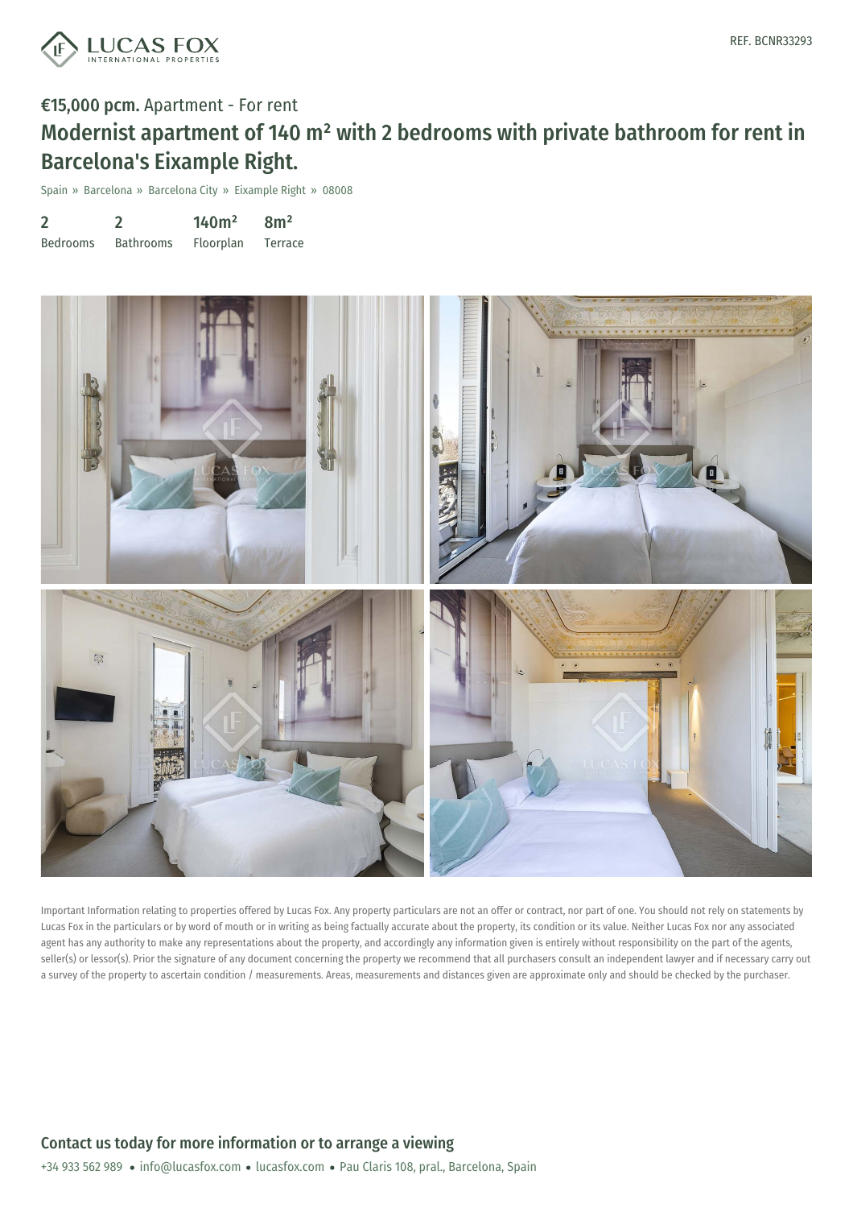REF. BCNR33293

**€15,000 pcm.** Apartment - For rent

# Modernist apartment of 140 m² with 2 bedrooms with private bathroom for rent in Barcelona's Eixample Right.

Spain » Barcelona » Barcelona City » Eixample Right » 08008

| 2 | 2 | 140m² | 8m² |
|---|---|---|---|
| Bedrooms | Bathrooms | Floorplan | Terrace |

Important Information relating to properties offered by Lucas Fox. Any property particulars are not an offer or contract, nor part of one. You should not rely on statements by Lucas Fox in the particulars or by word of mouth or in writing as being factually accurate about the property, its condition or its value. Neither Lucas Fox nor any associated agent has any authority to make any representations about the property, and accordingly any information given is entirely without responsibility on the part of the agents, seller(s) or lessor(s). Prior the signature of any document concerning the property we recommend that all purchasers consult an independent lawyer and if necessary carry out a survey of the property to ascertain condition / measurements. Areas, measurements and distances given are approximate only and should be checked by the purchaser.

## Contact us today for more information or to arrange a viewing

+34 933 562 989 • info@lucasfox.com • lucasfox.com • Pau Claris 108, pral., Barcelona, Spain